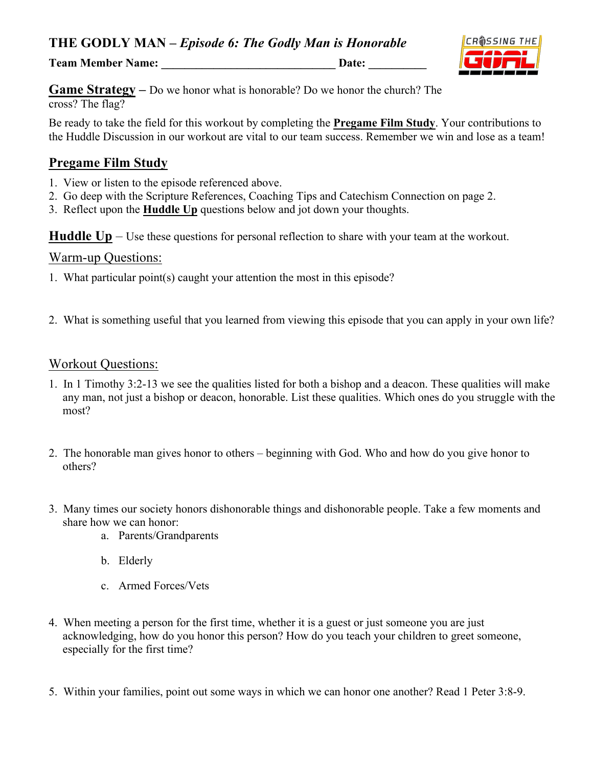# THE GODLY MAN – *Episode 6: The Godly Man is Honorable*

**Team Member Name: ______________________________ Date: __________**

**Game Strategy –** Do we honor what is honorable? Do we honor the church? The cross? The flag?

Be ready to take the field for this workout by completing the **Pregame Film Study**. Your contributions to the Huddle Discussion in our workout are vital to our team success. Remember we win and lose as a team!

## Pregame Film Study

1. View or listen to the episode referenced above.
2. Go deep with the Scripture References, Coaching Tips and Catechism Connection on page 2.
3. Reflect upon the **Huddle Up** questions below and jot down your thoughts.

## Huddle Up

– Use these questions for personal reflection to share with your team at the workout.

### Warm-up Questions:

1. What particular point(s) caught your attention the most in this episode?

2. What is something useful that you learned from viewing this episode that you can apply in your own life?

### Workout Questions:

1. In 1 Timothy 3:2-13 we see the qualities listed for both a bishop and a deacon. These qualities will make any man, not just a bishop or deacon, honorable. List these qualities. Which ones do you struggle with the most?

2. The honorable man gives honor to others – beginning with God. Who and how do you give honor to others?

3. Many times our society honors dishonorable things and dishonorable people. Take a few moments and share how we can honor:
   a. Parents/Grandparents

   b. Elderly

   c. Armed Forces/Vets

4. When meeting a person for the first time, whether it is a guest or just someone you are just acknowledging, how do you honor this person? How do you teach your children to greet someone, especially for the first time?

5. Within your families, point out some ways in which we can honor one another? Read 1 Peter 3:8-9.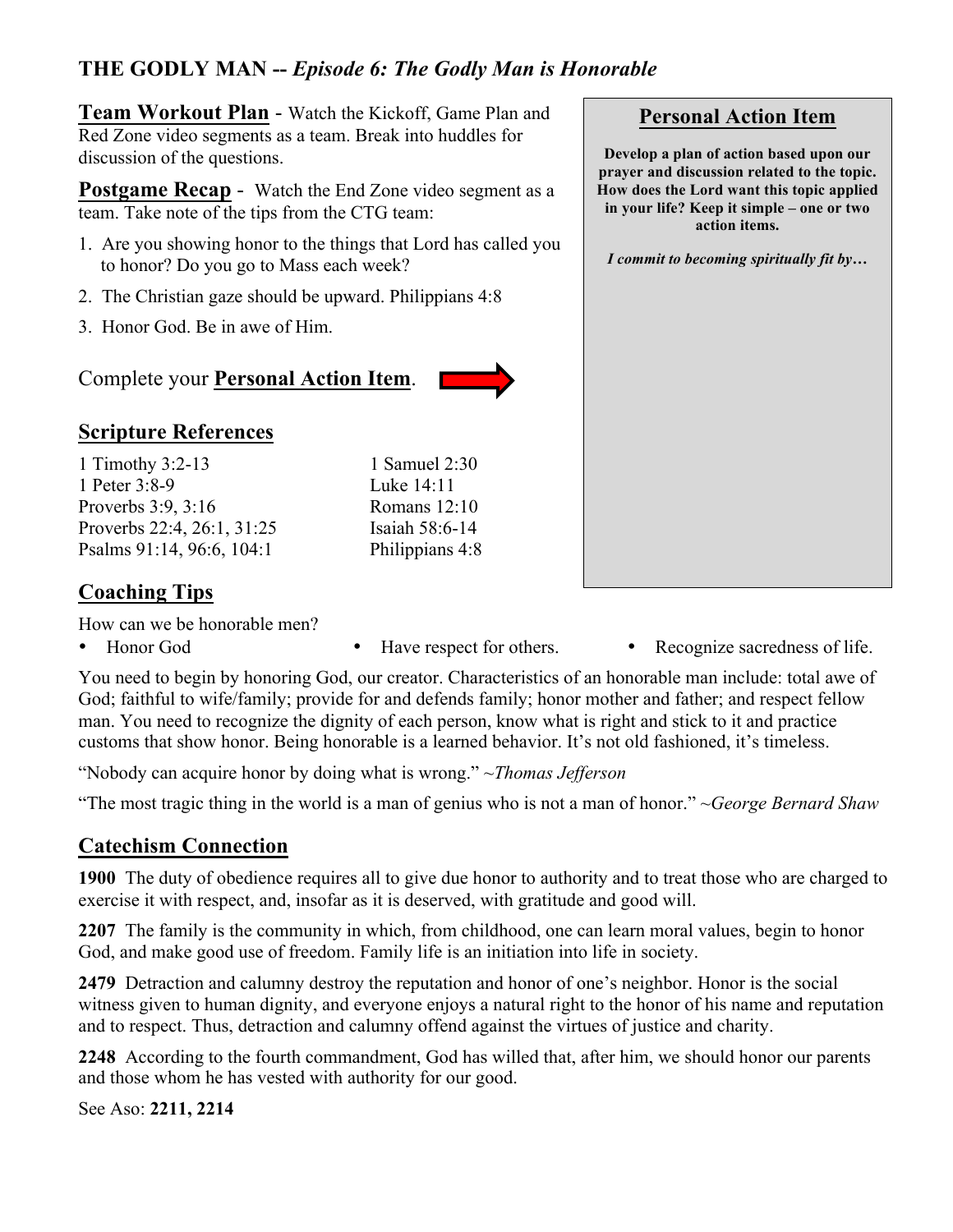# THE GODLY MAN -- *Episode 6: The Godly Man is Honorable*

**Team Workout Plan** - Watch the Kickoff, Game Plan and Red Zone video segments as a team. Break into huddles for discussion of the questions.

**Postgame Recap** - Watch the End Zone video segment as a team. Take note of the tips from the CTG team:

1. Are you showing honor to the things that Lord has called you to honor? Do you go to Mass each week?
2. The Christian gaze should be upward. Philippians 4:8
3. Honor God. Be in awe of Him.

Complete your **Personal Action Item**.

## Personal Action Item

**Develop a plan of action based upon our prayer and discussion related to the topic. How does the Lord want this topic applied in your life? Keep it simple – one or two action items.**

***I commit to becoming spiritually fit by…***

## Scripture References

| | |
|---|---|
| 1 Timothy 3:2-13 | 1 Samuel 2:30 |
| 1 Peter 3:8-9 | Luke 14:11 |
| Proverbs 3:9, 3:16 | Romans 12:10 |
| Proverbs 22:4, 26:1, 31:25 | Isaiah 58:6-14 |
| Psalms 91:14, 96:6, 104:1 | Philippians 4:8 |

## Coaching Tips

How can we be honorable men?

- Honor God
- Have respect for others.
- Recognize sacredness of life.

You need to begin by honoring God, our creator. Characteristics of an honorable man include: total awe of God; faithful to wife/family; provide for and defends family; honor mother and father; and respect fellow man. You need to recognize the dignity of each person, know what is right and stick to it and practice customs that show honor. Being honorable is a learned behavior. It's not old fashioned, it's timeless.

"Nobody can acquire honor by doing what is wrong." ~*Thomas Jefferson*

"The most tragic thing in the world is a man of genius who is not a man of honor." ~*George Bernard Shaw*

## Catechism Connection

**1900** The duty of obedience requires all to give due honor to authority and to treat those who are charged to exercise it with respect, and, insofar as it is deserved, with gratitude and good will.

**2207** The family is the community in which, from childhood, one can learn moral values, begin to honor God, and make good use of freedom. Family life is an initiation into life in society.

**2479** Detraction and calumny destroy the reputation and honor of one's neighbor. Honor is the social witness given to human dignity, and everyone enjoys a natural right to the honor of his name and reputation and to respect. Thus, detraction and calumny offend against the virtues of justice and charity.

**2248** According to the fourth commandment, God has willed that, after him, we should honor our parents and those whom he has vested with authority for our good.

See Aso: **2211, 2214**